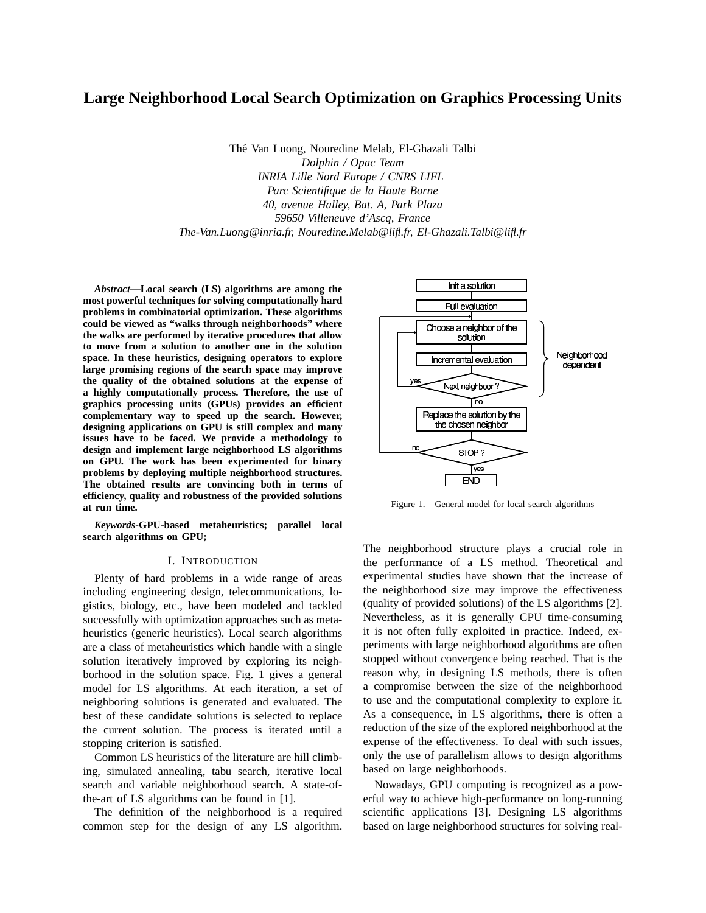# Large Neighborhood Local Search Optimization on Graphics Processing Units

Thé Van Luong, Nouredine Melab, El-Ghazali Talbi
*Dolphin / Opac Team*
*INRIA Lille Nord Europe / CNRS LIFL*
*Parc Scientifique de la Haute Borne*
*40, avenue Halley, Bat. A, Park Plaza*
*59650 Villeneuve d'Ascq, France*
*The-Van.Luong@inria.fr, Nouredine.Melab@lifl.fr, El-Ghazali.Talbi@lifl.fr*

***Abstract*—Local search (LS) algorithms are among the most powerful techniques for solving computationally hard problems in combinatorial optimization. These algorithms could be viewed as "walks through neighborhoods" where the walks are performed by iterative procedures that allow to move from a solution to another one in the solution space. In these heuristics, designing operators to explore large promising regions of the search space may improve the quality of the obtained solutions at the expense of a highly computationally process. Therefore, the use of graphics processing units (GPUs) provides an efficient complementary way to speed up the search. However, designing applications on GPU is still complex and many issues have to be faced. We provide a methodology to design and implement large neighborhood LS algorithms on GPU. The work has been experimented for binary problems by deploying multiple neighborhood structures. The obtained results are convincing both in terms of efficiency, quality and robustness of the provided solutions at run time.**

***Keywords*-GPU-based metaheuristics; parallel local search algorithms on GPU;**

## I. Introduction

Plenty of hard problems in a wide range of areas including engineering design, telecommunications, logistics, biology, etc., have been modeled and tackled successfully with optimization approaches such as metaheuristics (generic heuristics). Local search algorithms are a class of metaheuristics which handle with a single solution iteratively improved by exploring its neighborhood in the solution space. Fig. 1 gives a general model for LS algorithms. At each iteration, a set of neighboring solutions is generated and evaluated. The best of these candidate solutions is selected to replace the current solution. The process is iterated until a stopping criterion is satisfied.

Common LS heuristics of the literature are hill climbing, simulated annealing, tabu search, iterative local search and variable neighborhood search. A state-of-the-art of LS algorithms can be found in [1].

The definition of the neighborhood is a required common step for the design of any LS algorithm.

Init a solution
Full evaluation
Choose a neighbor of the solution
Incremental evaluation
Next neighboor ?
yes
no
Replace the solution by the the chosen neighbor
STOP ?
no
yes
END
Neighborhood dependent

Figure 1. General model for local search algorithms

The neighborhood structure plays a crucial role in the performance of a LS method. Theoretical and experimental studies have shown that the increase of the neighborhood size may improve the effectiveness (quality of provided solutions) of the LS algorithms [2]. Nevertheless, as it is generally CPU time-consuming it is not often fully exploited in practice. Indeed, experiments with large neighborhood algorithms are often stopped without convergence being reached. That is the reason why, in designing LS methods, there is often a compromise between the size of the neighborhood to use and the computational complexity to explore it. As a consequence, in LS algorithms, there is often a reduction of the size of the explored neighborhood at the expense of the effectiveness. To deal with such issues, only the use of parallelism allows to design algorithms based on large neighborhoods.

Nowadays, GPU computing is recognized as a powerful way to achieve high-performance on long-running scientific applications [3]. Designing LS algorithms based on large neighborhood structures for solving real-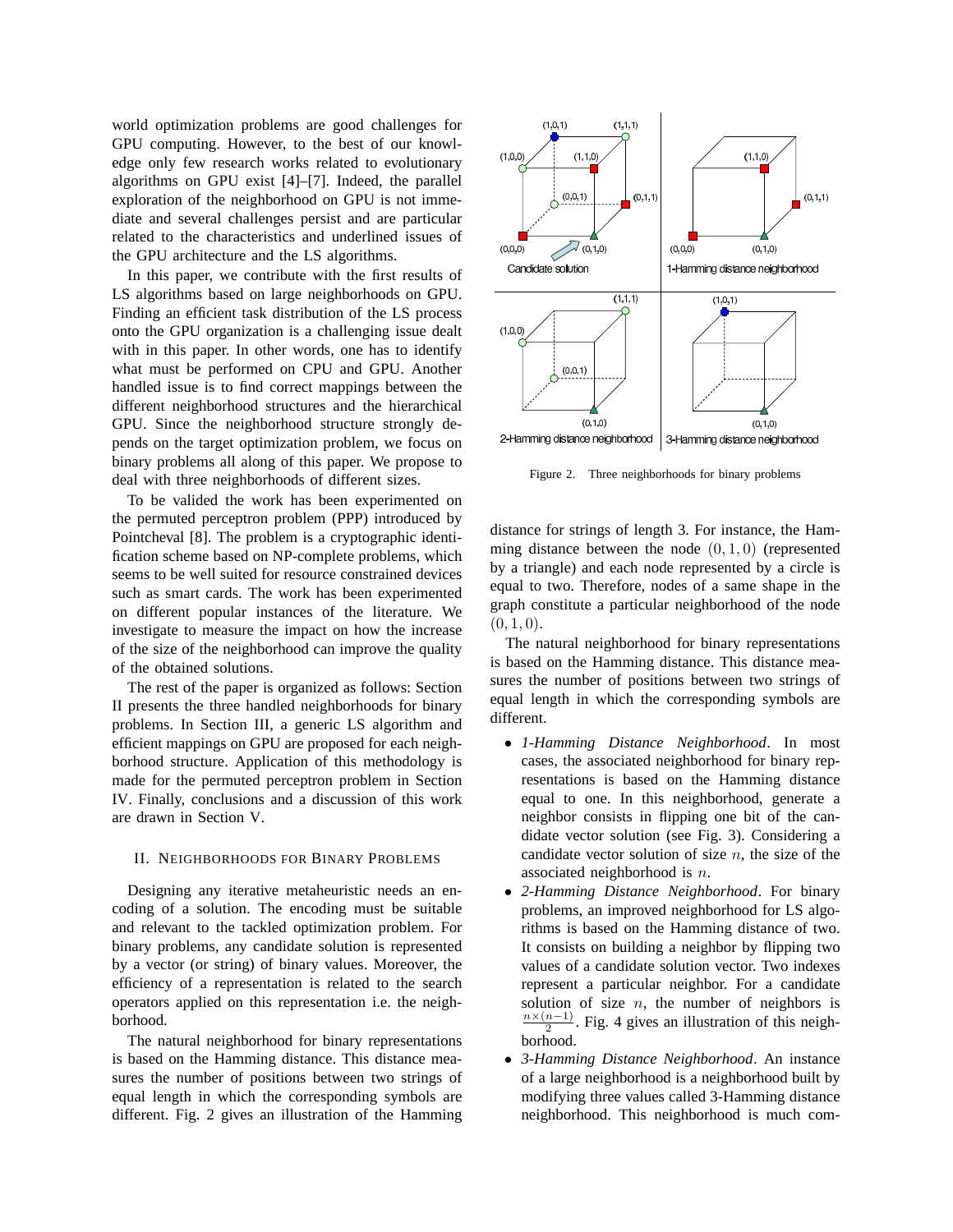world optimization problems are good challenges for GPU computing. However, to the best of our knowledge only few research works related to evolutionary algorithms on GPU exist [4]–[7]. Indeed, the parallel exploration of the neighborhood on GPU is not immediate and several challenges persist and are particular related to the characteristics and underlined issues of the GPU architecture and the LS algorithms.

In this paper, we contribute with the first results of LS algorithms based on large neighborhoods on GPU. Finding an efficient task distribution of the LS process onto the GPU organization is a challenging issue dealt with in this paper. In other words, one has to identify what must be performed on CPU and GPU. Another handled issue is to find correct mappings between the different neighborhood structures and the hierarchical GPU. Since the neighborhood structure strongly depends on the target optimization problem, we focus on binary problems all along of this paper. We propose to deal with three neighborhoods of different sizes.

To be valided the work has been experimented on the permuted perceptron problem (PPP) introduced by Pointcheval [8]. The problem is a cryptographic identification scheme based on NP-complete problems, which seems to be well suited for resource constrained devices such as smart cards. The work has been experimented on different popular instances of the literature. We investigate to measure the impact on how the increase of the size of the neighborhood can improve the quality of the obtained solutions.

The rest of the paper is organized as follows: Section II presents the three handled neighborhoods for binary problems. In Section III, a generic LS algorithm and efficient mappings on GPU are proposed for each neighborhood structure. Application of this methodology is made for the permuted perceptron problem in Section IV. Finally, conclusions and a discussion of this work are drawn in Section V.

## II. Neighborhoods for Binary Problems

Designing any iterative metaheuristic needs an encoding of a solution. The encoding must be suitable and relevant to the tackled optimization problem. For binary problems, any candidate solution is represented by a vector (or string) of binary values. Moreover, the efficiency of a representation is related to the search operators applied on this representation i.e. the neighborhood.

The natural neighborhood for binary representations is based on the Hamming distance. This distance measures the number of positions between two strings of equal length in which the corresponding symbols are different. Fig. 2 gives an illustration of the Hamming distance for strings of length 3. For instance, the Hamming distance between the node $(0, 1, 0)$ (represented by a triangle) and each node represented by a circle is equal to two. Therefore, nodes of a same shape in the graph constitute a particular neighborhood of the node $(0, 1, 0)$.

Figure 2. Three neighborhoods for binary problems

The natural neighborhood for binary representations is based on the Hamming distance. This distance measures the number of positions between two strings of equal length in which the corresponding symbols are different.

- *1-Hamming Distance Neighborhood*. In most cases, the associated neighborhood for binary representations is based on the Hamming distance equal to one. In this neighborhood, generate a neighbor consists in flipping one bit of the candidate vector solution (see Fig. 3). Considering a candidate vector solution of size $n$, the size of the associated neighborhood is $n$.
- *2-Hamming Distance Neighborhood*. For binary problems, an improved neighborhood for LS algorithms is based on the Hamming distance of two. It consists on building a neighbor by flipping two values of a candidate solution vector. Two indexes represent a particular neighbor. For a candidate solution of size $n$, the number of neighbors is $\frac{n \times (n-1)}{2}$. Fig. 4 gives an illustration of this neighborhood.
- *3-Hamming Distance Neighborhood*. An instance of a large neighborhood is a neighborhood built by modifying three values called 3-Hamming distance neighborhood. This neighborhood is much com-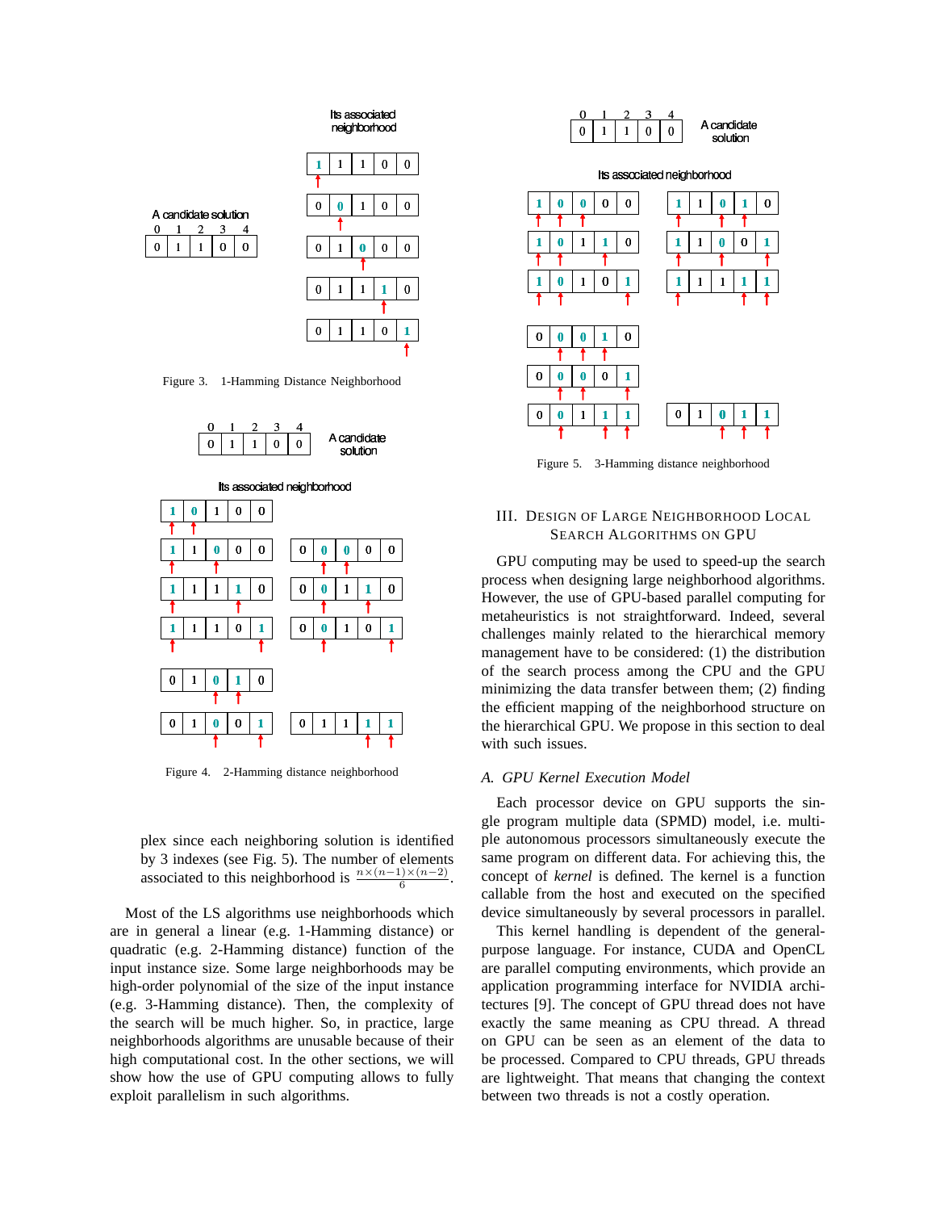Figure 3. 1-Hamming Distance Neighborhood

Figure 4. 2-Hamming distance neighborhood

plex since each neighboring solution is identified by 3 indexes (see Fig. 5). The number of elements associated to this neighborhood is $\frac{n \times (n-1) \times (n-2)}{6}$.

Most of the LS algorithms use neighborhoods which are in general a linear (e.g. 1-Hamming distance) or quadratic (e.g. 2-Hamming distance) function of the input instance size. Some large neighborhoods may be high-order polynomial of the size of the input instance (e.g. 3-Hamming distance). Then, the complexity of the search will be much higher. So, in practice, large neighborhoods algorithms are unusable because of their high computational cost. In the other sections, we will show how the use of GPU computing allows to fully exploit parallelism in such algorithms.

Figure 5. 3-Hamming distance neighborhood

## III. Design of Large Neighborhood Local Search Algorithms on GPU

GPU computing may be used to speed-up the search process when designing large neighborhood algorithms. However, the use of GPU-based parallel computing for metaheuristics is not straightforward. Indeed, several challenges mainly related to the hierarchical memory management have to be considered: (1) the distribution of the search process among the CPU and the GPU minimizing the data transfer between them; (2) finding the efficient mapping of the neighborhood structure on the hierarchical GPU. We propose in this section to deal with such issues.

### *A. GPU Kernel Execution Model*

Each processor device on GPU supports the single program multiple data (SPMD) model, i.e. multiple autonomous processors simultaneously execute the same program on different data. For achieving this, the concept of *kernel* is defined. The kernel is a function callable from the host and executed on the specified device simultaneously by several processors in parallel.

This kernel handling is dependent of the general-purpose language. For instance, CUDA and OpenCL are parallel computing environments, which provide an application programming interface for NVIDIA architectures [9]. The concept of GPU thread does not have exactly the same meaning as CPU thread. A thread on GPU can be seen as an element of the data to be processed. Compared to CPU threads, GPU threads are lightweight. That means that changing the context between two threads is not a costly operation.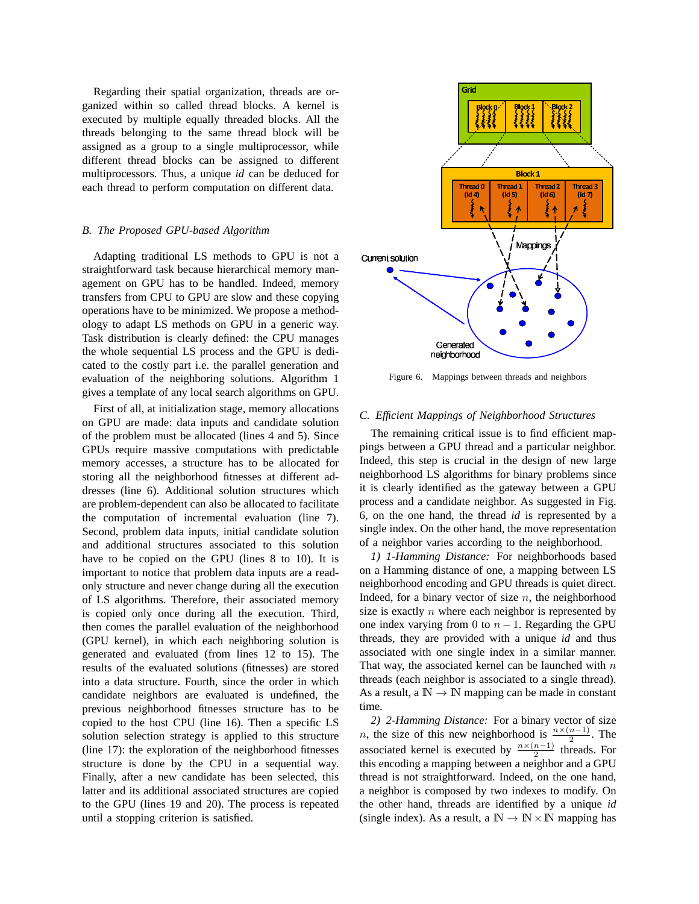Regarding their spatial organization, threads are organized within so called thread blocks. A kernel is executed by multiple equally threaded blocks. All the threads belonging to the same thread block will be assigned as a group to a single multiprocessor, while different thread blocks can be assigned to different multiprocessors. Thus, a unique *id* can be deduced for each thread to perform computation on different data.

### *B. The Proposed GPU-based Algorithm*

Adapting traditional LS methods to GPU is not a straightforward task because hierarchical memory management on GPU has to be handled. Indeed, memory transfers from CPU to GPU are slow and these copying operations have to be minimized. We propose a methodology to adapt LS methods on GPU in a generic way. Task distribution is clearly defined: the CPU manages the whole sequential LS process and the GPU is dedicated to the costly part i.e. the parallel generation and evaluation of the neighboring solutions. Algorithm 1 gives a template of any local search algorithms on GPU.

First of all, at initialization stage, memory allocations on GPU are made: data inputs and candidate solution of the problem must be allocated (lines 4 and 5). Since GPUs require massive computations with predictable memory accesses, a structure has to be allocated for storing all the neighborhood fitnesses at different addresses (line 6). Additional solution structures which are problem-dependent can also be allocated to facilitate the computation of incremental evaluation (line 7). Second, problem data inputs, initial candidate solution and additional structures associated to this solution have to be copied on the GPU (lines 8 to 10). It is important to notice that problem data inputs are a read-only structure and never change during all the execution of LS algorithms. Therefore, their associated memory is copied only once during all the execution. Third, then comes the parallel evaluation of the neighborhood (GPU kernel), in which each neighboring solution is generated and evaluated (from lines 12 to 15). The results of the evaluated solutions (fitnesses) are stored into a data structure. Fourth, since the order in which candidate neighbors are evaluated is undefined, the previous neighborhood fitnesses structure has to be copied to the host CPU (line 16). Then a specific LS solution selection strategy is applied to this structure (line 17): the exploration of the neighborhood fitnesses structure is done by the CPU in a sequential way. Finally, after a new candidate has been selected, this latter and its additional associated structures are copied to the GPU (lines 19 and 20). The process is repeated until a stopping criterion is satisfied.

Figure 6. Mappings between threads and neighbors

### *C. Efficient Mappings of Neighborhood Structures*

The remaining critical issue is to find efficient mappings between a GPU thread and a particular neighbor. Indeed, this step is crucial in the design of new large neighborhood LS algorithms for binary problems since it is clearly identified as the gateway between a GPU process and a candidate neighbor. As suggested in Fig. 6, on the one hand, the thread *id* is represented by a single index. On the other hand, the move representation of a neighbor varies according to the neighborhood.

*1) 1-Hamming Distance:* For neighborhoods based on a Hamming distance of one, a mapping between LS neighborhood encoding and GPU threads is quiet direct. Indeed, for a binary vector of size $n$, the neighborhood size is exactly $n$ where each neighbor is represented by one index varying from $0$ to $n-1$. Regarding the GPU threads, they are provided with a unique *id* and thus associated with one single index in a similar manner. That way, the associated kernel can be launched with $n$ threads (each neighbor is associated to a single thread). As a result, a $\mathbb{N} \rightarrow \mathbb{N}$ mapping can be made in constant time.

*2) 2-Hamming Distance:* For a binary vector of size $n$, the size of this new neighborhood is $\frac{n \times (n-1)}{2}$. The associated kernel is executed by $\frac{n \times (n-1)}{2}$ threads. For this encoding a mapping between a neighbor and a GPU thread is not straightforward. Indeed, on the one hand, a neighbor is composed by two indexes to modify. On the other hand, threads are identified by a unique *id* (single index). As a result, a $\mathbb{N} \rightarrow \mathbb{N} \times \mathbb{N}$ mapping has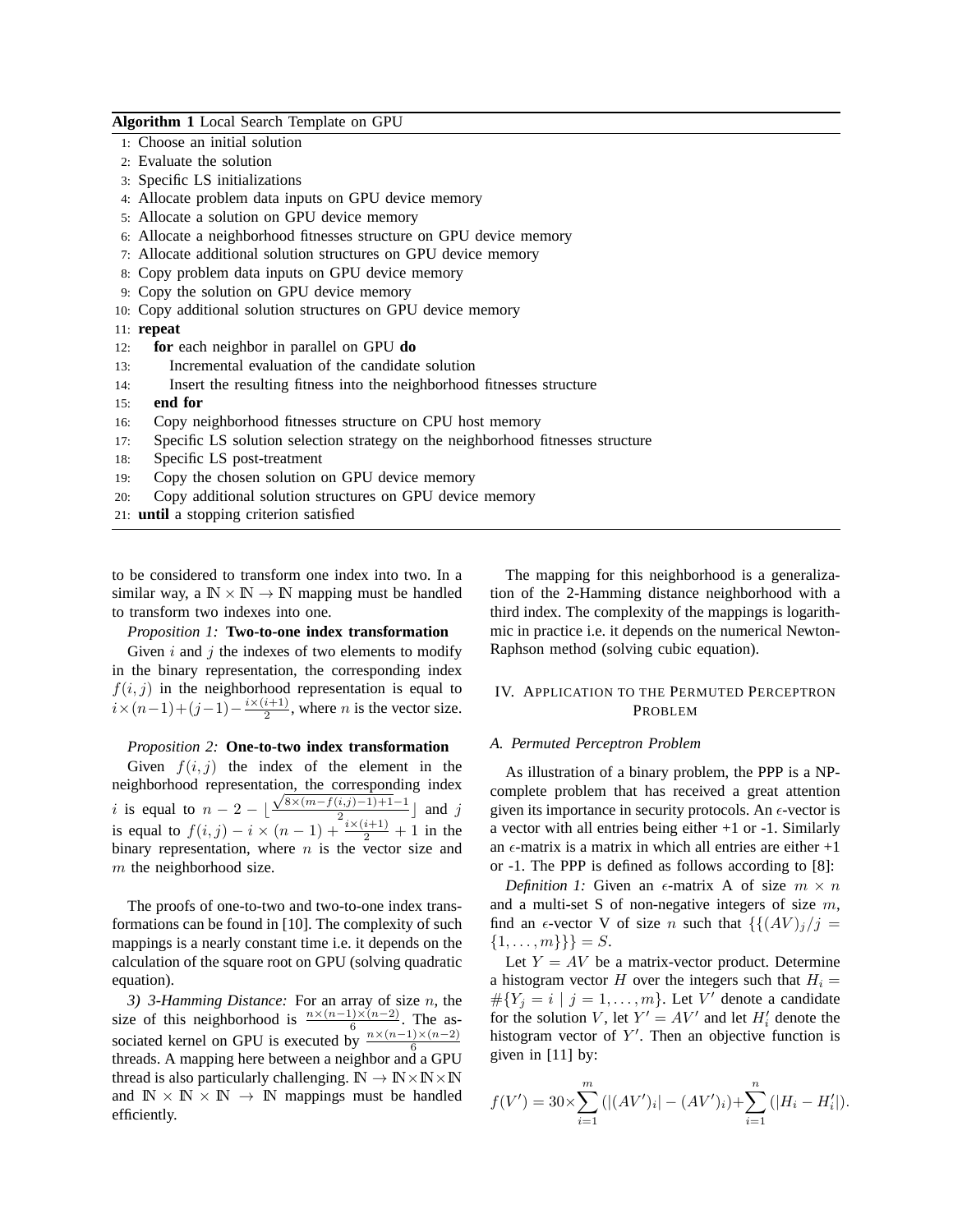**Algorithm 1** Local Search Template on GPU

```
1: Choose an initial solution
2: Evaluate the solution
3: Specific LS initializations
4: Allocate problem data inputs on GPU device memory
5: Allocate a solution on GPU device memory
6: Allocate a neighborhood fitnesses structure on GPU device memory
7: Allocate additional solution structures on GPU device memory
8: Copy problem data inputs on GPU device memory
9: Copy the solution on GPU device memory
10: Copy additional solution structures on GPU device memory
11: repeat
12:    for each neighbor in parallel on GPU do
13:       Incremental evaluation of the candidate solution
14:       Insert the resulting fitness into the neighborhood fitnesses structure
15:    end for
16:    Copy neighborhood fitnesses structure on CPU host memory
17:    Specific LS solution selection strategy on the neighborhood fitnesses structure
18:    Specific LS post-treatment
19:    Copy the chosen solution on GPU device memory
20:    Copy additional solution structures on GPU device memory
21: until a stopping criterion satisfied
```

to be considered to transform one index into two. In a similar way, a $\mathbb{N} \times \mathbb{N} \rightarrow \mathbb{N}$ mapping must be handled to transform two indexes into one.

*Proposition 1:* **Two-to-one index transformation**

Given $i$ and $j$ the indexes of two elements to modify in the binary representation, the corresponding index $f(i, j)$ in the neighborhood representation is equal to $i \times (n-1) + (j-1) - \frac{i \times (i+1)}{2}$, where $n$ is the vector size.

*Proposition 2:* **One-to-two index transformation**

Given $f(i, j)$ the index of the element in the neighborhood representation, the corresponding index $i$ is equal to $n - 2 - \lfloor \frac{\sqrt{8 \times (m - f(i,j) - 1) + 1} - 1}{2} \rfloor$ and $j$ is equal to $f(i, j) - i \times (n-1) + \frac{i \times (i+1)}{2} + 1$ in the binary representation, where $n$ is the vector size and $m$ the neighborhood size.

The proofs of one-to-two and two-to-one index transformations can be found in [10]. The complexity of such mappings is a nearly constant time i.e. it depends on the calculation of the square root on GPU (solving quadratic equation).

*3) 3-Hamming Distance:* For an array of size $n$, the size of this neighborhood is $\frac{n \times (n-1) \times (n-2)}{6}$. The associated kernel on GPU is executed by $\frac{n \times (n-1) \times (n-2)}{6}$ threads. A mapping here between a neighbor and a GPU thread is also particularly challenging. $\mathbb{N} \rightarrow \mathbb{N} \times \mathbb{N} \times \mathbb{N}$ and $\mathbb{N} \times \mathbb{N} \times \mathbb{N} \rightarrow \mathbb{N}$ mappings must be handled efficiently.

The mapping for this neighborhood is a generalization of the 2-Hamming distance neighborhood with a third index. The complexity of the mappings is logarithmic in practice i.e. it depends on the numerical Newton-Raphson method (solving cubic equation).

## IV. Application to the Permuted Perceptron Problem

### A. Permuted Perceptron Problem

As illustration of a binary problem, the PPP is a NP-complete problem that has received a great attention given its importance in security protocols. An $\epsilon$-vector is a vector with all entries being either +1 or -1. Similarly an $\epsilon$-matrix is a matrix in which all entries are either +1 or -1. The PPP is defined as follows according to [8]:

*Definition 1:* Given an $\epsilon$-matrix A of size $m \times n$ and a multi-set S of non-negative integers of size $m$, find an $\epsilon$-vector V of size $n$ such that $\{\{(AV)_j / j = \{1, \ldots, m\}\}\} = S$.

Let $Y = AV$ be a matrix-vector product. Determine a histogram vector $H$ over the integers such that $H_i = \#\{Y_j = i \mid j = 1, \ldots, m\}$. Let $V'$ denote a candidate for the solution $V$, let $Y' = AV'$ and let $H'_i$ denote the histogram vector of $Y'$. Then an objective function is given in [11] by:

$$f(V') = 30 \times \sum_{i=1}^{m} (|(AV')_i| - (AV')_i) + \sum_{i=1}^{n} (|H_i - H'_i|).$$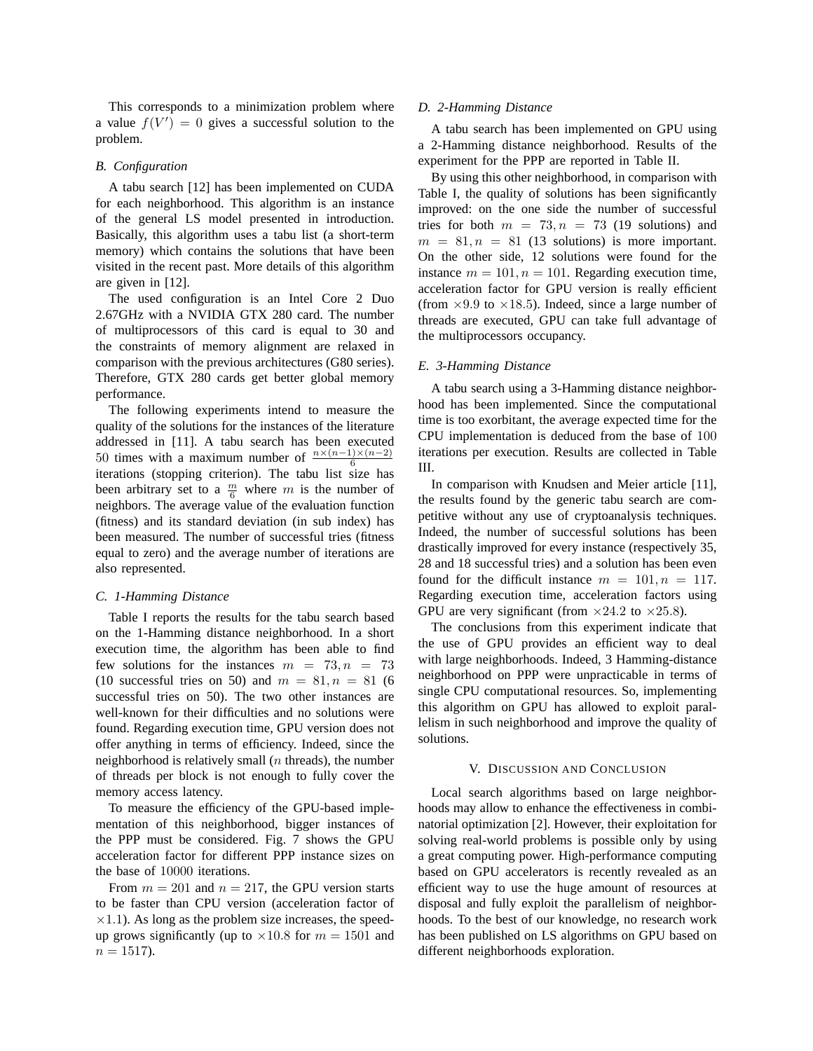This corresponds to a minimization problem where a value $f(V') = 0$ gives a successful solution to the problem.

### B. Configuration

A tabu search [12] has been implemented on CUDA for each neighborhood. This algorithm is an instance of the general LS model presented in introduction. Basically, this algorithm uses a tabu list (a short-term memory) which contains the solutions that have been visited in the recent past. More details of this algorithm are given in [12].

The used configuration is an Intel Core 2 Duo 2.67GHz with a NVIDIA GTX 280 card. The number of multiprocessors of this card is equal to 30 and the constraints of memory alignment are relaxed in comparison with the previous architectures (G80 series). Therefore, GTX 280 cards get better global memory performance.

The following experiments intend to measure the quality of the solutions for the instances of the literature addressed in [11]. A tabu search has been executed $50$ times with a maximum number of $\frac{n \times (n-1) \times (n-2)}{6}$ iterations (stopping criterion). The tabu list size has been arbitrary set to a $\frac{m}{6}$ where $m$ is the number of neighbors. The average value of the evaluation function (fitness) and its standard deviation (in sub index) has been measured. The number of successful tries (fitness equal to zero) and the average number of iterations are also represented.

### C. 1-Hamming Distance

Table I reports the results for the tabu search based on the 1-Hamming distance neighborhood. In a short execution time, the algorithm has been able to find few solutions for the instances $m = 73, n = 73$ (10 successful tries on 50) and $m = 81, n = 81$ (6 successful tries on 50). The two other instances are well-known for their difficulties and no solutions were found. Regarding execution time, GPU version does not offer anything in terms of efficiency. Indeed, since the neighborhood is relatively small ($n$ threads), the number of threads per block is not enough to fully cover the memory access latency.

To measure the efficiency of the GPU-based implementation of this neighborhood, bigger instances of the PPP must be considered. Fig. 7 shows the GPU acceleration factor for different PPP instance sizes on the base of $10000$ iterations.

From $m = 201$ and $n = 217$, the GPU version starts to be faster than CPU version (acceleration factor of $\times 1.1$). As long as the problem size increases, the speed-up grows significantly (up to $\times 10.8$ for $m = 1501$ and $n = 1517$).

### D. 2-Hamming Distance

A tabu search has been implemented on GPU using a 2-Hamming distance neighborhood. Results of the experiment for the PPP are reported in Table II.

By using this other neighborhood, in comparison with Table I, the quality of solutions has been significantly improved: on the one side the number of successful tries for both $m = 73, n = 73$ (19 solutions) and $m = 81, n = 81$ (13 solutions) is more important. On the other side, 12 solutions were found for the instance $m = 101, n = 101$. Regarding execution time, acceleration factor for GPU version is really efficient (from $\times 9.9$ to $\times 18.5$). Indeed, since a large number of threads are executed, GPU can take full advantage of the multiprocessors occupancy.

### E. 3-Hamming Distance

A tabu search using a 3-Hamming distance neighborhood has been implemented. Since the computational time is too exorbitant, the average expected time for the CPU implementation is deduced from the base of $100$ iterations per execution. Results are collected in Table III.

In comparison with Knudsen and Meier article [11], the results found by the generic tabu search are competitive without any use of cryptoanalysis techniques. Indeed, the number of successful solutions has been drastically improved for every instance (respectively 35, 28 and 18 successful tries) and a solution has been even found for the difficult instance $m = 101, n = 117$. Regarding execution time, acceleration factors using GPU are very significant (from $\times 24.2$ to $\times 25.8$).

The conclusions from this experiment indicate that the use of GPU provides an efficient way to deal with large neighborhoods. Indeed, 3 Hamming-distance neighborhood on PPP were unpracticable in terms of single CPU computational resources. So, implementing this algorithm on GPU has allowed to exploit parallelism in such neighborhood and improve the quality of solutions.

## V. Discussion and Conclusion

Local search algorithms based on large neighborhoods may allow to enhance the effectiveness in combinatorial optimization [2]. However, their exploitation for solving real-world problems is possible only by using a great computing power. High-performance computing based on GPU accelerators is recently revealed as an efficient way to use the huge amount of resources at disposal and fully exploit the parallelism of neighborhoods. To the best of our knowledge, no research work has been published on LS algorithms on GPU based on different neighborhoods exploration.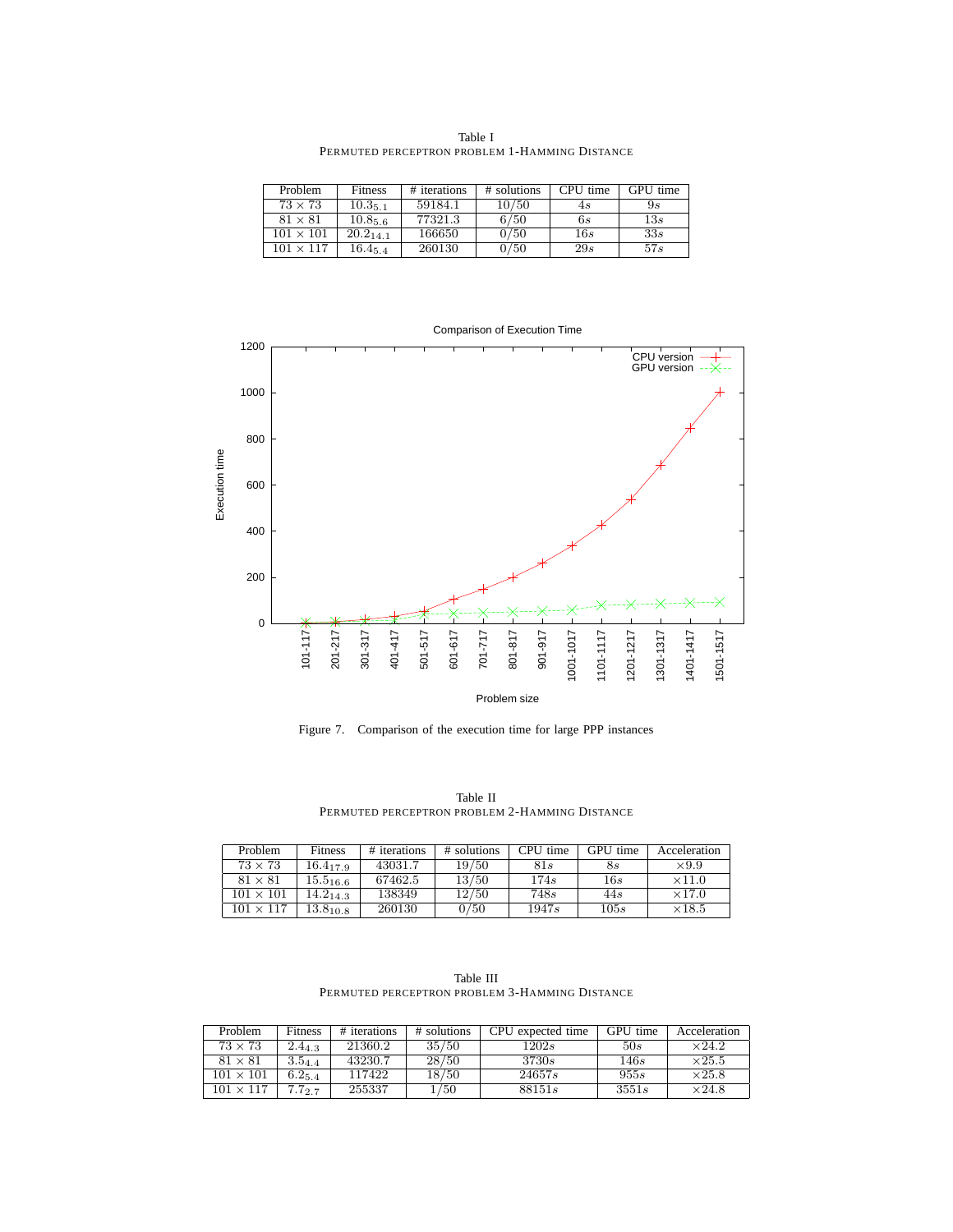Table I
PERMUTED PERCEPTRON PROBLEM 1-HAMMING DISTANCE

| Problem | Fitness | # iterations | # solutions | CPU time | GPU time |
|---|---|---|---|---|---|
| $73 \times 73$ | $10.3_{5.1}$ | 59184.1 | $10/50$ | $4s$ | $9s$ |
| $81 \times 81$ | $10.8_{5.6}$ | 77321.3 | $6/50$ | $6s$ | $13s$ |
| $101 \times 101$ | $20.2_{14.1}$ | 166650 | $0/50$ | $16s$ | $33s$ |
| $101 \times 117$ | $16.4_{5.4}$ | 260130 | $0/50$ | $29s$ | $57s$ |

Figure 7. Comparison of the execution time for large PPP instances

Table II
PERMUTED PERCEPTRON PROBLEM 2-HAMMING DISTANCE

| Problem | Fitness | # iterations | # solutions | CPU time | GPU time | Acceleration |
|---|---|---|---|---|---|---|
| $73 \times 73$ | $16.4_{17.9}$ | 43031.7 | $19/50$ | $81s$ | $8s$ | $\times 9.9$ |
| $81 \times 81$ | $15.5_{16.6}$ | 67462.5 | $13/50$ | $174s$ | $16s$ | $\times 11.0$ |
| $101 \times 101$ | $14.2_{14.3}$ | 138349 | $12/50$ | $748s$ | $44s$ | $\times 17.0$ |
| $101 \times 117$ | $13.8_{10.8}$ | 260130 | $0/50$ | $1947s$ | $105s$ | $\times 18.5$ |

Table III
PERMUTED PERCEPTRON PROBLEM 3-HAMMING DISTANCE

| Problem | Fitness | # iterations | # solutions | CPU expected time | GPU time | Acceleration |
|---|---|---|---|---|---|---|
| $73 \times 73$ | $2.4_{4.3}$ | 21360.2 | $35/50$ | $1202s$ | $50s$ | $\times 24.2$ |
| $81 \times 81$ | $3.5_{4.4}$ | 43230.7 | $28/50$ | $3730s$ | $146s$ | $\times 25.5$ |
| $101 \times 101$ | $6.2_{5.4}$ | 117422 | $18/50$ | $24657s$ | $955s$ | $\times 25.8$ |
| $101 \times 117$ | $7.7_{2.7}$ | 255337 | $1/50$ | $88151s$ | $3551s$ | $\times 24.8$ |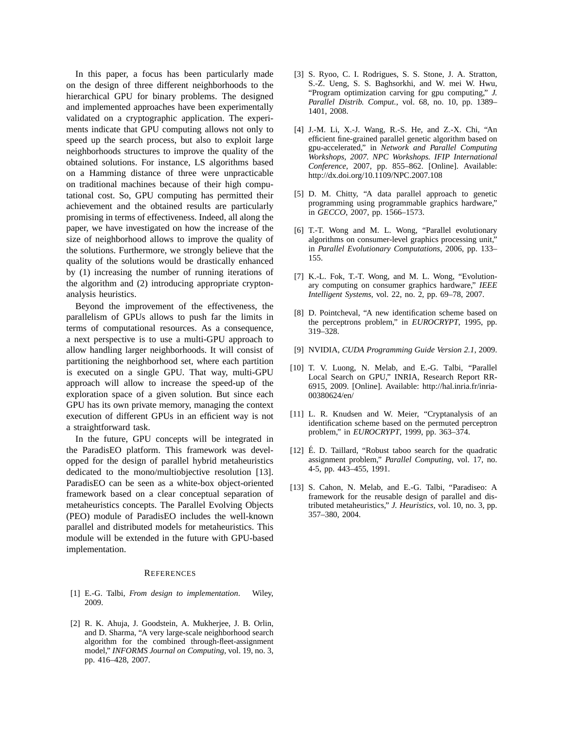In this paper, a focus has been particularly made on the design of three different neighborhoods to the hierarchical GPU for binary problems. The designed and implemented approaches have been experimentally validated on a cryptographic application. The experiments indicate that GPU computing allows not only to speed up the search process, but also to exploit large neighborhoods structures to improve the quality of the obtained solutions. For instance, LS algorithms based on a Hamming distance of three were unpracticable on traditional machines because of their high computational cost. So, GPU computing has permitted their achievement and the obtained results are particularly promising in terms of effectiveness. Indeed, all along the paper, we have investigated on how the increase of the size of neighborhood allows to improve the quality of the solutions. Furthermore, we strongly believe that the quality of the solutions would be drastically enhanced by (1) increasing the number of running iterations of the algorithm and (2) introducing appropriate cryptonanalysis heuristics.

Beyond the improvement of the effectiveness, the parallelism of GPUs allows to push far the limits in terms of computational resources. As a consequence, a next perspective is to use a multi-GPU approach to allow handling larger neighborhoods. It will consist of partitioning the neighborhood set, where each partition is executed on a single GPU. That way, multi-GPU approach will allow to increase the speed-up of the exploration space of a given solution. But since each GPU has its own private memory, managing the context execution of different GPUs in an efficient way is not a straightforward task.

In the future, GPU concepts will be integrated in the ParadisEO platform. This framework was developped for the design of parallel hybrid metaheuristics dedicated to the mono/multiobjective resolution [13]. ParadisEO can be seen as a white-box object-oriented framework based on a clear conceptual separation of metaheuristics concepts. The Parallel Evolving Objects (PEO) module of ParadisEO includes the well-known parallel and distributed models for metaheuristics. This module will be extended in the future with GPU-based implementation.

## References

[1] E.-G. Talbi, *From design to implementation*. Wiley, 2009.

[2] R. K. Ahuja, J. Goodstein, A. Mukherjee, J. B. Orlin, and D. Sharma, "A very large-scale neighborhood search algorithm for the combined through-fleet-assignment model," *INFORMS Journal on Computing*, vol. 19, no. 3, pp. 416–428, 2007.

[3] S. Ryoo, C. I. Rodrigues, S. S. Stone, J. A. Stratton, S.-Z. Ueng, S. S. Baghsorkhi, and W. mei W. Hwu, "Program optimization carving for gpu computing," *J. Parallel Distrib. Comput.*, vol. 68, no. 10, pp. 1389–1401, 2008.

[4] J.-M. Li, X.-J. Wang, R.-S. He, and Z.-X. Chi, "An efficient fine-grained parallel genetic algorithm based on gpu-accelerated," in *Network and Parallel Computing Workshops, 2007. NPC Workshops. IFIP International Conference*, 2007, pp. 855–862. [Online]. Available: http://dx.doi.org/10.1109/NPC.2007.108

[5] D. M. Chitty, "A data parallel approach to genetic programming using programmable graphics hardware," in *GECCO*, 2007, pp. 1566–1573.

[6] T.-T. Wong and M. L. Wong, "Parallel evolutionary algorithms on consumer-level graphics processing unit," in *Parallel Evolutionary Computations*, 2006, pp. 133–155.

[7] K.-L. Fok, T.-T. Wong, and M. L. Wong, "Evolutionary computing on consumer graphics hardware," *IEEE Intelligent Systems*, vol. 22, no. 2, pp. 69–78, 2007.

[8] D. Pointcheval, "A new identification scheme based on the perceptrons problem," in *EUROCRYPT*, 1995, pp. 319–328.

[9] NVIDIA, *CUDA Programming Guide Version 2.1*, 2009.

[10] T. V. Luong, N. Melab, and E.-G. Talbi, "Parallel Local Search on GPU," INRIA, Research Report RR-6915, 2009. [Online]. Available: http://hal.inria.fr/inria-00380624/en/

[11] L. R. Knudsen and W. Meier, "Cryptanalysis of an identification scheme based on the permuted perceptron problem," in *EUROCRYPT*, 1999, pp. 363–374.

[12] É. D. Taillard, "Robust taboo search for the quadratic assignment problem," *Parallel Computing*, vol. 17, no. 4-5, pp. 443–455, 1991.

[13] S. Cahon, N. Melab, and E.-G. Talbi, "Paradiseo: A framework for the reusable design of parallel and distributed metaheuristics," *J. Heuristics*, vol. 10, no. 3, pp. 357–380, 2004.